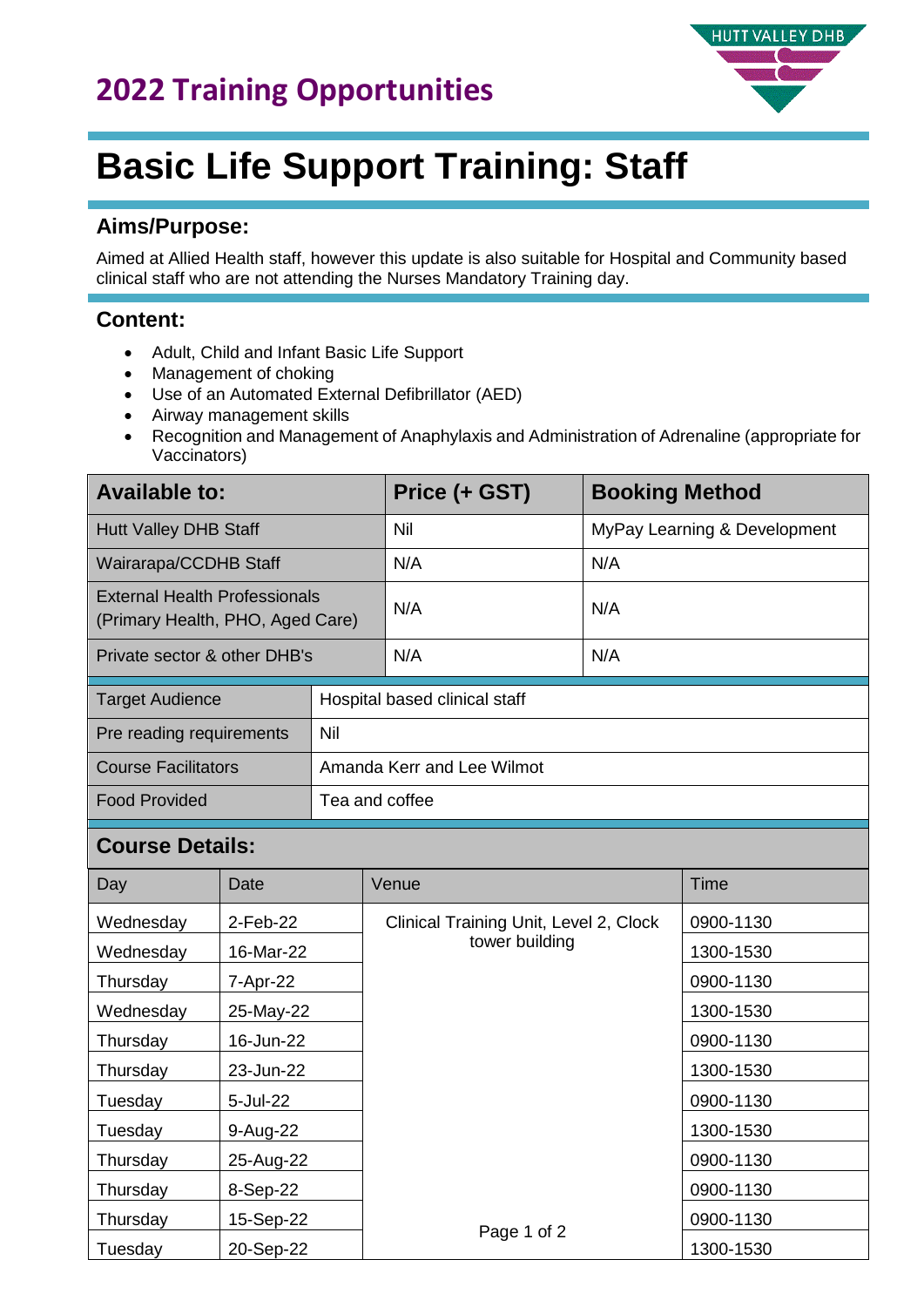# 2022 Training Opportunities

HUTT VALLEY DHB

# Basic Life Support Training: Staff

## Aims/Purpose:

Aimed at Allied Health staff, however this update is also suitable for Hospital and Community based clinical staff who are not attending the Nurses Mandatory Training day.

## Content:

- Adult, Child and Infant Basic Life Support
- Management of choking
- Use of an Automated External Defibrillator (AED)
- Airway management skills
- Recognition and Management of Anaphylaxis and Administration of Adrenaline (appropriate for Vaccinators)

| Available to: | Price (+ GST) | Booking Method |
|---|---|---|
| Hutt Valley DHB Staff | Nil | MyPay Learning & Development |
| Wairarapa/CCDHB Staff | N/A | N/A |
| External Health Professionals (Primary Health, PHO, Aged Care) | N/A | N/A |
| Private sector & other DHB's | N/A | N/A |

| | |
|---|---|
| Target Audience | Hospital based clinical staff |
| Pre reading requirements | Nil |
| Course Facilitators | Amanda Kerr and Lee Wilmot |
| Food Provided | Tea and coffee |

## Course Details:

| Day | Date | Venue | Time |
|---|---|---|---|
| Wednesday | 2-Feb-22 | Clinical Training Unit, Level 2, Clock tower building | 0900-1130 |
| Wednesday | 16-Mar-22 | | 1300-1530 |
| Thursday | 7-Apr-22 | | 0900-1130 |
| Wednesday | 25-May-22 | | 1300-1530 |
| Thursday | 16-Jun-22 | | 0900-1130 |
| Thursday | 23-Jun-22 | | 1300-1530 |
| Tuesday | 5-Jul-22 | | 0900-1130 |
| Tuesday | 9-Aug-22 | | 1300-1530 |
| Thursday | 25-Aug-22 | | 0900-1130 |
| Thursday | 8-Sep-22 | | 0900-1130 |
| Thursday | 15-Sep-22 | | 0900-1130 |
| Tuesday | 20-Sep-22 | | 1300-1530 |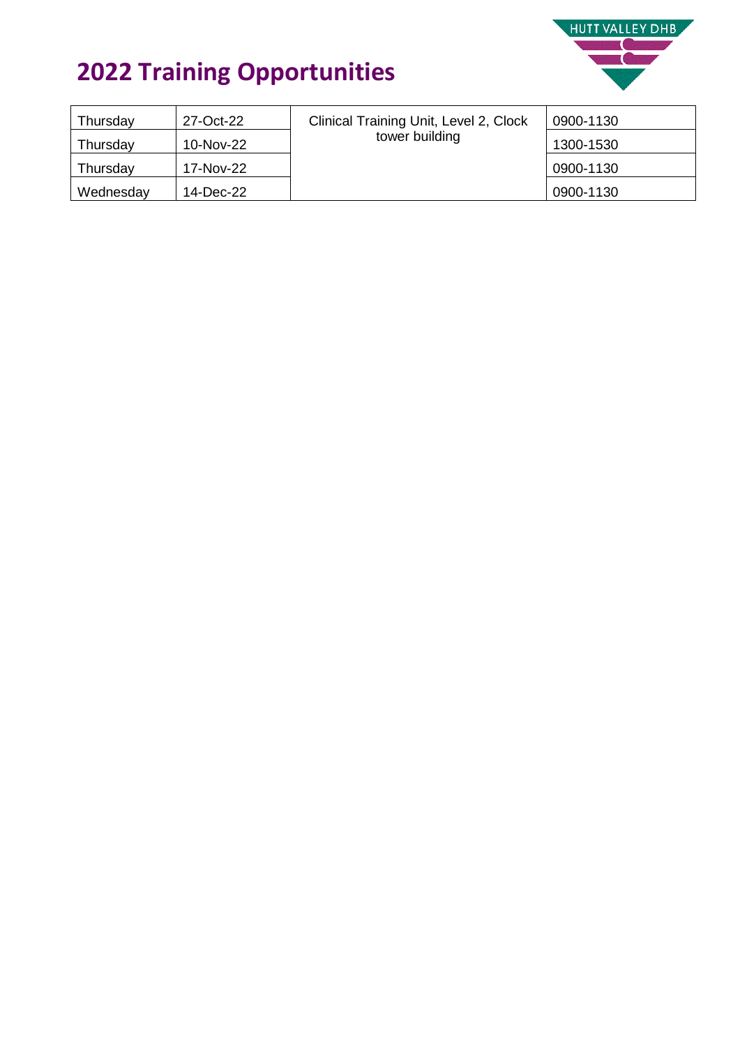# 2022 Training Opportunities

HUTT VALLEY DHB

| | | | |
|---|---|---|---|
| Thursday | 27-Oct-22 | Clinical Training Unit, Level 2, Clock tower building | 0900-1130 |
| Thursday | 10-Nov-22 | | 1300-1530 |
| Thursday | 17-Nov-22 | | 0900-1130 |
| Wednesday | 14-Dec-22 | | 0900-1130 |